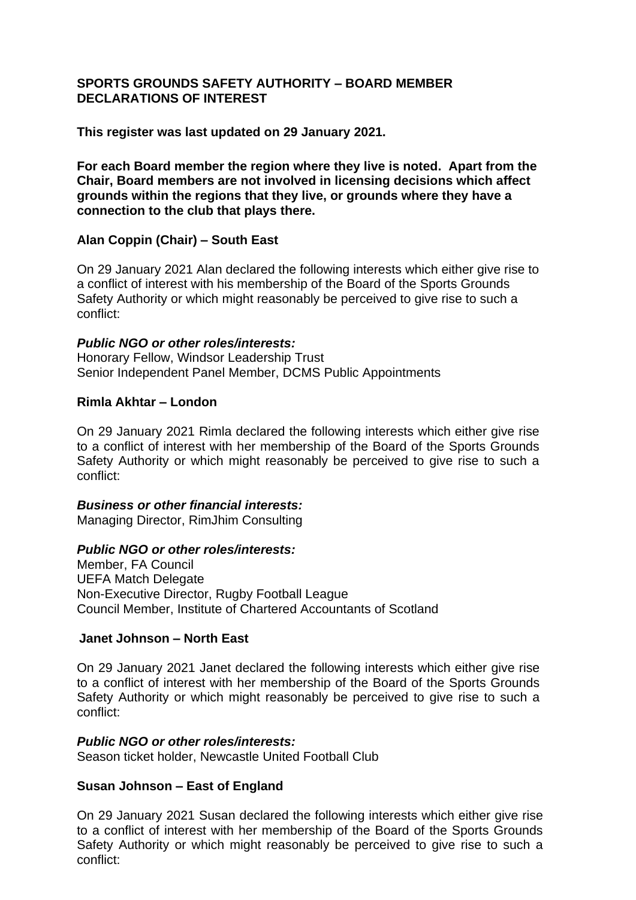# SPORTS GROUNDS SAFETY AUTHORITY – BOARD MEMBER DECLARATIONS OF INTEREST

**This register was last updated on 29 January 2021.**

**For each Board member the region where they live is noted. Apart from the Chair, Board members are not involved in licensing decisions which affect grounds within the regions that they live, or grounds where they have a connection to the club that plays there.**

### Alan Coppin (Chair) – South East

On 29 January 2021 Alan declared the following interests which either give rise to a conflict of interest with his membership of the Board of the Sports Grounds Safety Authority or which might reasonably be perceived to give rise to such a conflict:

***Public NGO or other roles/interests:***
Honorary Fellow, Windsor Leadership Trust
Senior Independent Panel Member, DCMS Public Appointments

### Rimla Akhtar – London

On 29 January 2021 Rimla declared the following interests which either give rise to a conflict of interest with her membership of the Board of the Sports Grounds Safety Authority or which might reasonably be perceived to give rise to such a conflict:

***Business or other financial interests:***
Managing Director, RimJhim Consulting

***Public NGO or other roles/interests:***
Member, FA Council
UEFA Match Delegate
Non-Executive Director, Rugby Football League
Council Member, Institute of Chartered Accountants of Scotland

### Janet Johnson – North East

On 29 January 2021 Janet declared the following interests which either give rise to a conflict of interest with her membership of the Board of the Sports Grounds Safety Authority or which might reasonably be perceived to give rise to such a conflict:

***Public NGO or other roles/interests:***
Season ticket holder, Newcastle United Football Club

### Susan Johnson – East of England

On 29 January 2021 Susan declared the following interests which either give rise to a conflict of interest with her membership of the Board of the Sports Grounds Safety Authority or which might reasonably be perceived to give rise to such a conflict: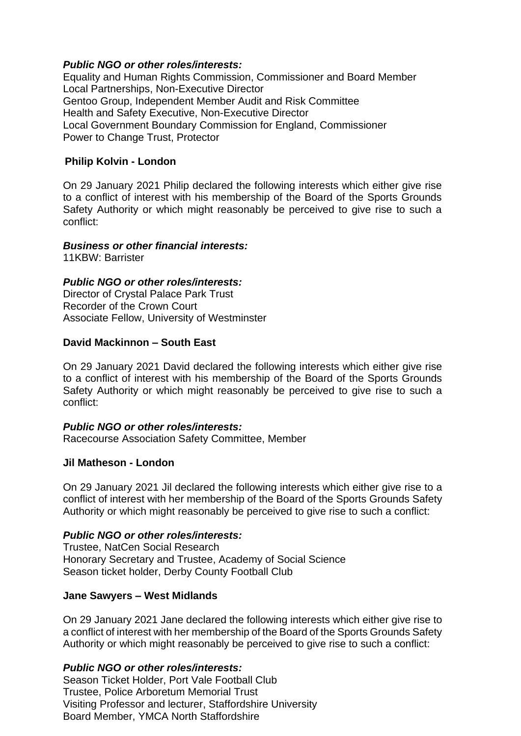***Public NGO or other roles/interests:***

Equality and Human Rights Commission, Commissioner and Board Member
Local Partnerships, Non-Executive Director
Gentoo Group, Independent Member Audit and Risk Committee
Health and Safety Executive, Non-Executive Director
Local Government Boundary Commission for England, Commissioner
Power to Change Trust, Protector

**Philip Kolvin - London**

On 29 January 2021 Philip declared the following interests which either give rise to a conflict of interest with his membership of the Board of the Sports Grounds Safety Authority or which might reasonably be perceived to give rise to such a conflict:

***Business or other financial interests:***

11KBW: Barrister

***Public NGO or other roles/interests:***

Director of Crystal Palace Park Trust
Recorder of the Crown Court
Associate Fellow, University of Westminster

**David Mackinnon – South East**

On 29 January 2021 David declared the following interests which either give rise to a conflict of interest with his membership of the Board of the Sports Grounds Safety Authority or which might reasonably be perceived to give rise to such a conflict:

***Public NGO or other roles/interests:***

Racecourse Association Safety Committee, Member

**Jil Matheson - London**

On 29 January 2021 Jil declared the following interests which either give rise to a conflict of interest with her membership of the Board of the Sports Grounds Safety Authority or which might reasonably be perceived to give rise to such a conflict:

***Public NGO or other roles/interests:***

Trustee, NatCen Social Research
Honorary Secretary and Trustee, Academy of Social Science
Season ticket holder, Derby County Football Club

**Jane Sawyers – West Midlands**

On 29 January 2021 Jane declared the following interests which either give rise to a conflict of interest with her membership of the Board of the Sports Grounds Safety Authority or which might reasonably be perceived to give rise to such a conflict:

***Public NGO or other roles/interests:***

Season Ticket Holder, Port Vale Football Club
Trustee, Police Arboretum Memorial Trust
Visiting Professor and lecturer, Staffordshire University
Board Member, YMCA North Staffordshire